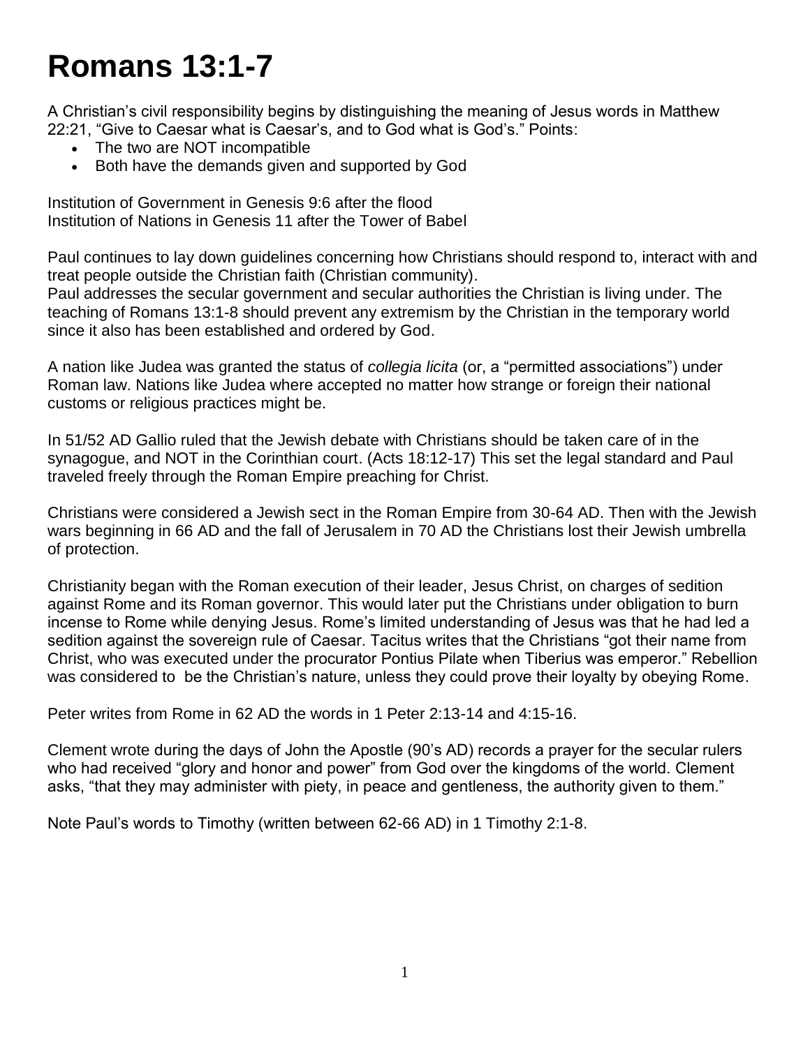# Romans 13:1-7

A Christian's civil responsibility begins by distinguishing the meaning of Jesus words in Matthew 22:21, "Give to Caesar what is Caesar's, and to God what is God's." Points:

- The two are NOT incompatible
- Both have the demands given and supported by God

Institution of Government in Genesis 9:6 after the flood
Institution of Nations in Genesis 11 after the Tower of Babel

Paul continues to lay down guidelines concerning how Christians should respond to, interact with and treat people outside the Christian faith (Christian community).
Paul addresses the secular government and secular authorities the Christian is living under. The teaching of Romans 13:1-8 should prevent any extremism by the Christian in the temporary world since it also has been established and ordered by God.

A nation like Judea was granted the status of *collegia licita* (or, a "permitted associations") under Roman law. Nations like Judea where accepted no matter how strange or foreign their national customs or religious practices might be.

In 51/52 AD Gallio ruled that the Jewish debate with Christians should be taken care of in the synagogue, and NOT in the Corinthian court. (Acts 18:12-17) This set the legal standard and Paul traveled freely through the Roman Empire preaching for Christ.

Christians were considered a Jewish sect in the Roman Empire from 30-64 AD. Then with the Jewish wars beginning in 66 AD and the fall of Jerusalem in 70 AD the Christians lost their Jewish umbrella of protection.

Christianity began with the Roman execution of their leader, Jesus Christ, on charges of sedition against Rome and its Roman governor. This would later put the Christians under obligation to burn incense to Rome while denying Jesus. Rome's limited understanding of Jesus was that he had led a sedition against the sovereign rule of Caesar. Tacitus writes that the Christians "got their name from Christ, who was executed under the procurator Pontius Pilate when Tiberius was emperor." Rebellion was considered to be the Christian's nature, unless they could prove their loyalty by obeying Rome.

Peter writes from Rome in 62 AD the words in 1 Peter 2:13-14 and 4:15-16.

Clement wrote during the days of John the Apostle (90's AD) records a prayer for the secular rulers who had received "glory and honor and power" from God over the kingdoms of the world. Clement asks, "that they may administer with piety, in peace and gentleness, the authority given to them."

Note Paul's words to Timothy (written between 62-66 AD) in 1 Timothy 2:1-8.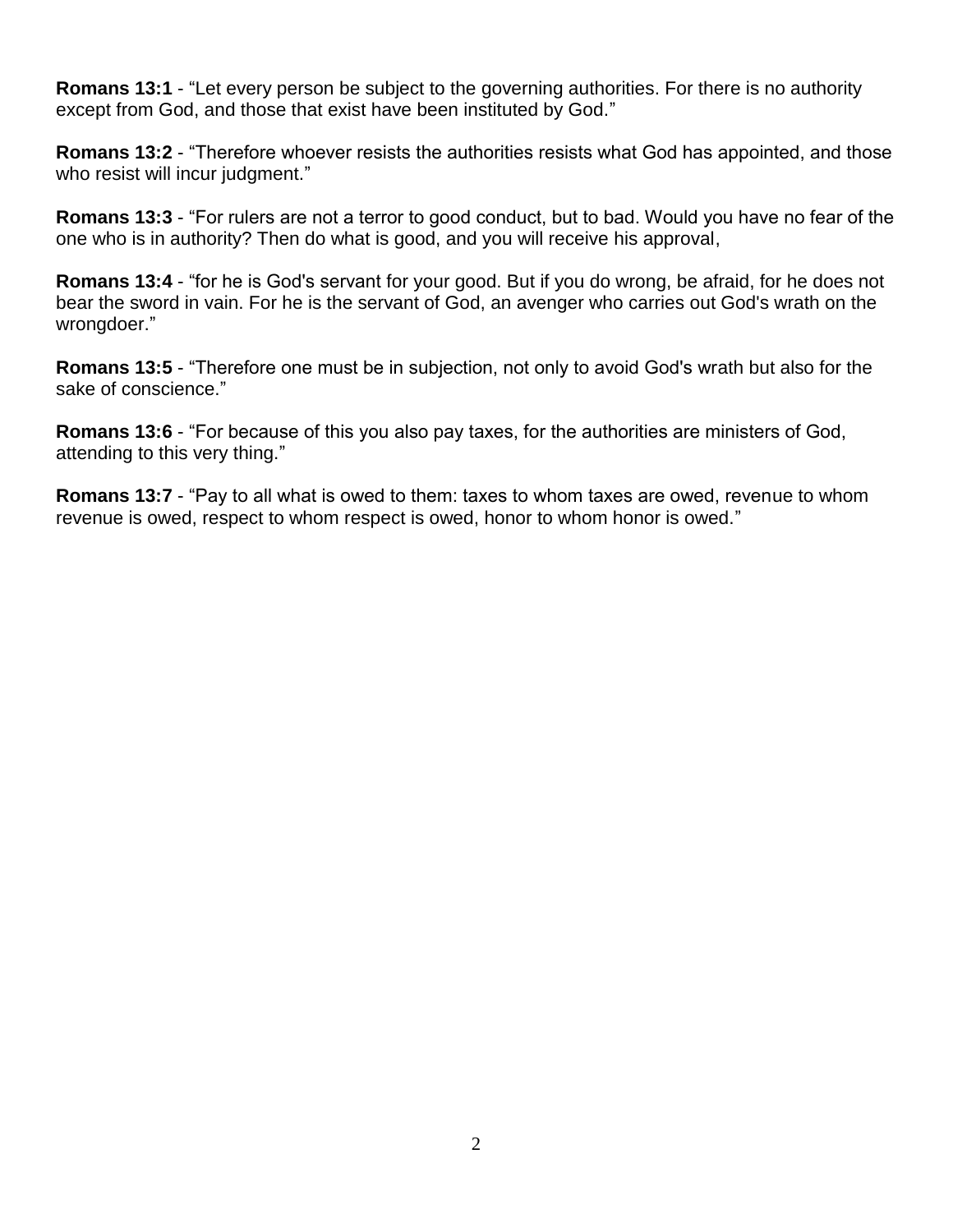**Romans 13:1** - “Let every person be subject to the governing authorities. For there is no authority except from God, and those that exist have been instituted by God.”

**Romans 13:2** - “Therefore whoever resists the authorities resists what God has appointed, and those who resist will incur judgment.”

**Romans 13:3** - “For rulers are not a terror to good conduct, but to bad. Would you have no fear of the one who is in authority? Then do what is good, and you will receive his approval,

**Romans 13:4** - “for he is God's servant for your good. But if you do wrong, be afraid, for he does not bear the sword in vain. For he is the servant of God, an avenger who carries out God's wrath on the wrongdoer.”

**Romans 13:5** - “Therefore one must be in subjection, not only to avoid God's wrath but also for the sake of conscience.”

**Romans 13:6** - “For because of this you also pay taxes, for the authorities are ministers of God, attending to this very thing.”

**Romans 13:7** - “Pay to all what is owed to them: taxes to whom taxes are owed, revenue to whom revenue is owed, respect to whom respect is owed, honor to whom honor is owed.”